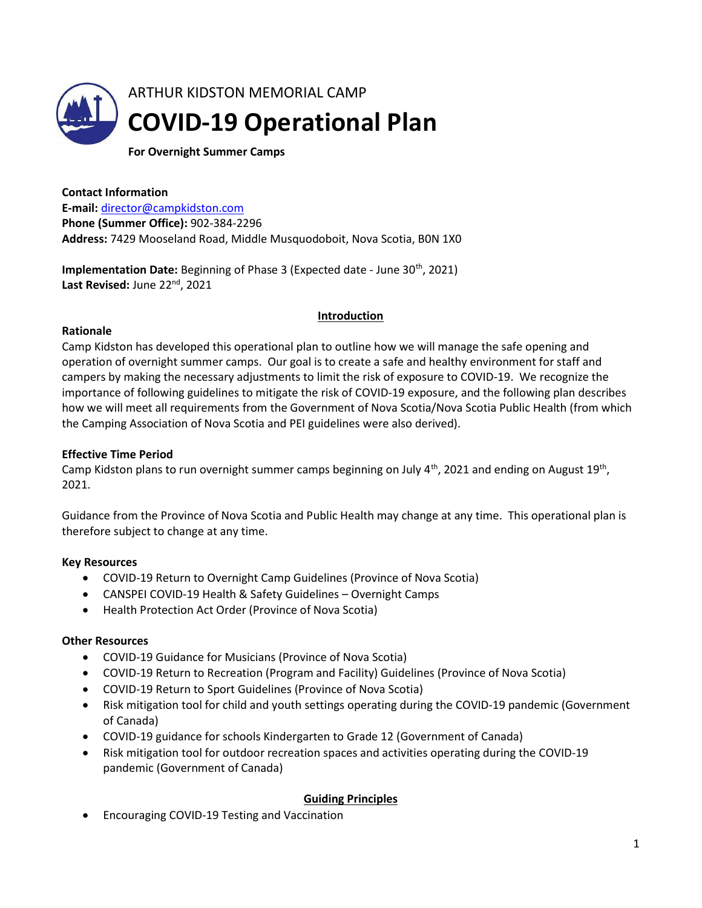ARTHUR KIDSTON MEMORIAL CAMP

# COVID-19 Operational Plan

**For Overnight Summer Camps**

**Contact Information**
**E-mail:** director@campkidston.com
**Phone (Summer Office):** 902-384-2296
**Address:** 7429 Mooseland Road, Middle Musquodoboit, Nova Scotia, B0N 1X0

**Implementation Date:** Beginning of Phase 3 (Expected date - June 30th, 2021)
**Last Revised:** June 22nd, 2021

## Introduction

**Rationale**

Camp Kidston has developed this operational plan to outline how we will manage the safe opening and operation of overnight summer camps. Our goal is to create a safe and healthy environment for staff and campers by making the necessary adjustments to limit the risk of exposure to COVID-19. We recognize the importance of following guidelines to mitigate the risk of COVID-19 exposure, and the following plan describes how we will meet all requirements from the Government of Nova Scotia/Nova Scotia Public Health (from which the Camping Association of Nova Scotia and PEI guidelines were also derived).

**Effective Time Period**

Camp Kidston plans to run overnight summer camps beginning on July 4th, 2021 and ending on August 19th, 2021.

Guidance from the Province of Nova Scotia and Public Health may change at any time. This operational plan is therefore subject to change at any time.

**Key Resources**

- COVID-19 Return to Overnight Camp Guidelines (Province of Nova Scotia)
- CANSPEI COVID-19 Health & Safety Guidelines – Overnight Camps
- Health Protection Act Order (Province of Nova Scotia)

**Other Resources**

- COVID-19 Guidance for Musicians (Province of Nova Scotia)
- COVID-19 Return to Recreation (Program and Facility) Guidelines (Province of Nova Scotia)
- COVID-19 Return to Sport Guidelines (Province of Nova Scotia)
- Risk mitigation tool for child and youth settings operating during the COVID-19 pandemic (Government of Canada)
- COVID-19 guidance for schools Kindergarten to Grade 12 (Government of Canada)
- Risk mitigation tool for outdoor recreation spaces and activities operating during the COVID-19 pandemic (Government of Canada)

## Guiding Principles

- Encouraging COVID-19 Testing and Vaccination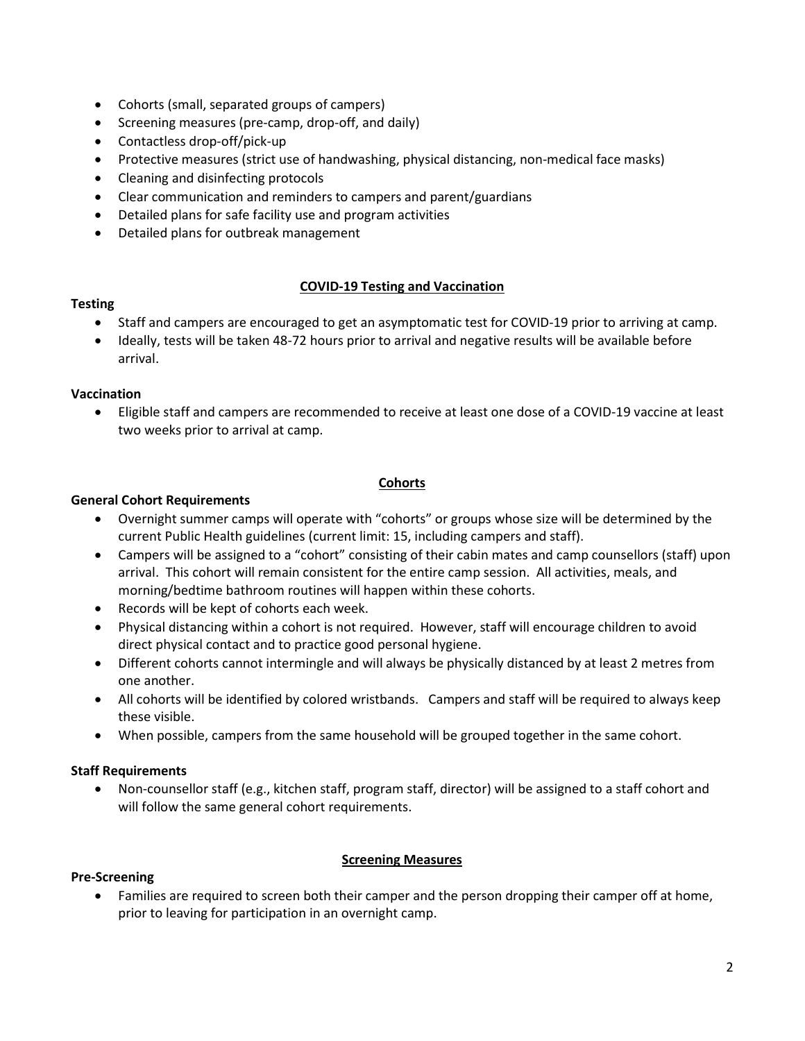- Cohorts (small, separated groups of campers)
- Screening measures (pre-camp, drop-off, and daily)
- Contactless drop-off/pick-up
- Protective measures (strict use of handwashing, physical distancing, non-medical face masks)
- Cleaning and disinfecting protocols
- Clear communication and reminders to campers and parent/guardians
- Detailed plans for safe facility use and program activities
- Detailed plans for outbreak management

## COVID-19 Testing and Vaccination

**Testing**

- Staff and campers are encouraged to get an asymptomatic test for COVID-19 prior to arriving at camp.
- Ideally, tests will be taken 48-72 hours prior to arrival and negative results will be available before arrival.

**Vaccination**

- Eligible staff and campers are recommended to receive at least one dose of a COVID-19 vaccine at least two weeks prior to arrival at camp.

## Cohorts

**General Cohort Requirements**

- Overnight summer camps will operate with "cohorts" or groups whose size will be determined by the current Public Health guidelines (current limit: 15, including campers and staff).
- Campers will be assigned to a "cohort" consisting of their cabin mates and camp counsellors (staff) upon arrival. This cohort will remain consistent for the entire camp session. All activities, meals, and morning/bedtime bathroom routines will happen within these cohorts.
- Records will be kept of cohorts each week.
- Physical distancing within a cohort is not required. However, staff will encourage children to avoid direct physical contact and to practice good personal hygiene.
- Different cohorts cannot intermingle and will always be physically distanced by at least 2 metres from one another.
- All cohorts will be identified by colored wristbands. Campers and staff will be required to always keep these visible.
- When possible, campers from the same household will be grouped together in the same cohort.

**Staff Requirements**

- Non-counsellor staff (e.g., kitchen staff, program staff, director) will be assigned to a staff cohort and will follow the same general cohort requirements.

## Screening Measures

**Pre-Screening**

- Families are required to screen both their camper and the person dropping their camper off at home, prior to leaving for participation in an overnight camp.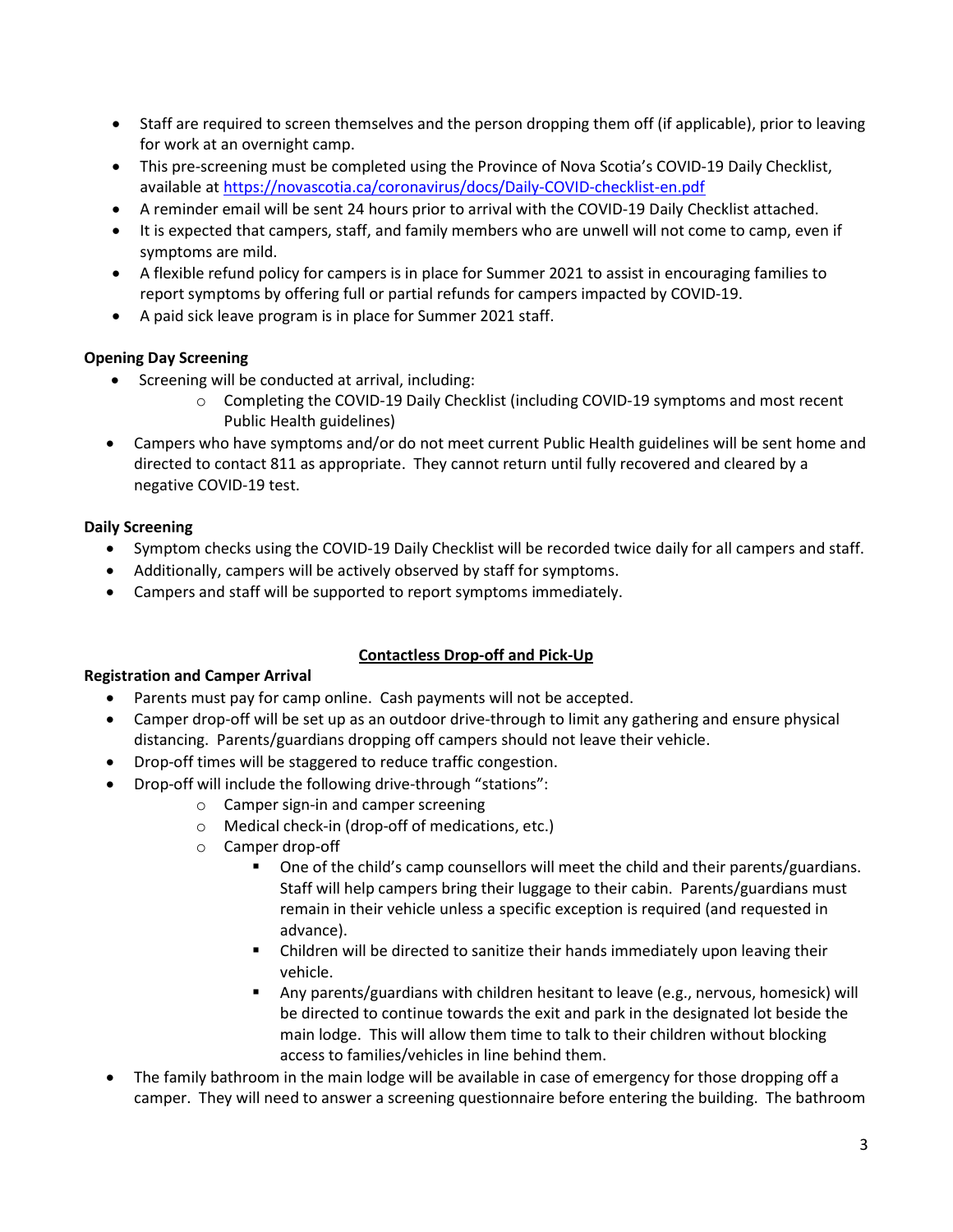- Staff are required to screen themselves and the person dropping them off (if applicable), prior to leaving for work at an overnight camp.
- This pre-screening must be completed using the Province of Nova Scotia's COVID-19 Daily Checklist, available at https://novascotia.ca/coronavirus/docs/Daily-COVID-checklist-en.pdf
- A reminder email will be sent 24 hours prior to arrival with the COVID-19 Daily Checklist attached.
- It is expected that campers, staff, and family members who are unwell will not come to camp, even if symptoms are mild.
- A flexible refund policy for campers is in place for Summer 2021 to assist in encouraging families to report symptoms by offering full or partial refunds for campers impacted by COVID-19.
- A paid sick leave program is in place for Summer 2021 staff.

**Opening Day Screening**

- Screening will be conducted at arrival, including:
  - Completing the COVID-19 Daily Checklist (including COVID-19 symptoms and most recent Public Health guidelines)
- Campers who have symptoms and/or do not meet current Public Health guidelines will be sent home and directed to contact 811 as appropriate. They cannot return until fully recovered and cleared by a negative COVID-19 test.

**Daily Screening**

- Symptom checks using the COVID-19 Daily Checklist will be recorded twice daily for all campers and staff.
- Additionally, campers will be actively observed by staff for symptoms.
- Campers and staff will be supported to report symptoms immediately.

## Contactless Drop-off and Pick-Up

**Registration and Camper Arrival**

- Parents must pay for camp online. Cash payments will not be accepted.
- Camper drop-off will be set up as an outdoor drive-through to limit any gathering and ensure physical distancing. Parents/guardians dropping off campers should not leave their vehicle.
- Drop-off times will be staggered to reduce traffic congestion.
- Drop-off will include the following drive-through "stations":
  - Camper sign-in and camper screening
  - Medical check-in (drop-off of medications, etc.)
  - Camper drop-off
    - One of the child's camp counsellors will meet the child and their parents/guardians. Staff will help campers bring their luggage to their cabin. Parents/guardians must remain in their vehicle unless a specific exception is required (and requested in advance).
    - Children will be directed to sanitize their hands immediately upon leaving their vehicle.
    - Any parents/guardians with children hesitant to leave (e.g., nervous, homesick) will be directed to continue towards the exit and park in the designated lot beside the main lodge. This will allow them time to talk to their children without blocking access to families/vehicles in line behind them.
- The family bathroom in the main lodge will be available in case of emergency for those dropping off a camper. They will need to answer a screening questionnaire before entering the building. The bathroom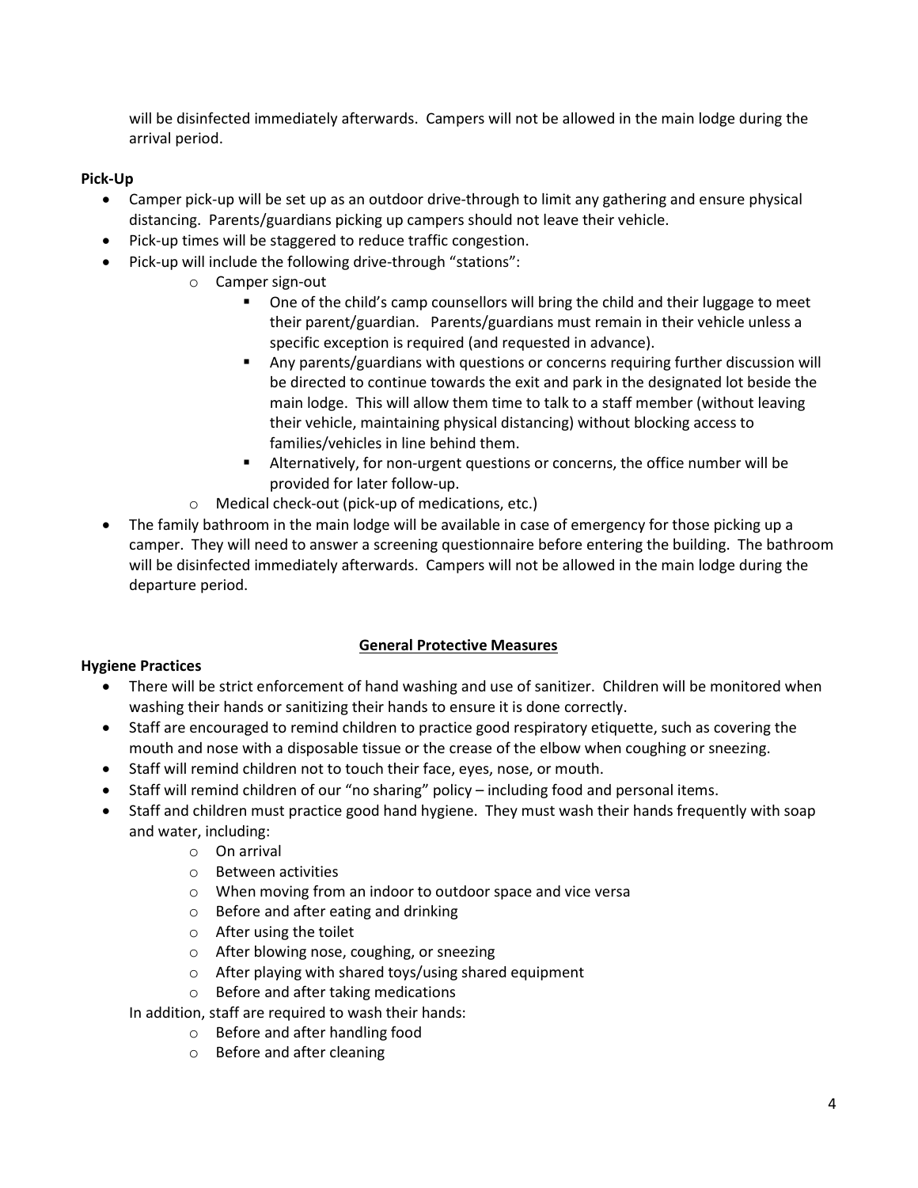will be disinfected immediately afterwards. Campers will not be allowed in the main lodge during the arrival period.

**Pick-Up**

- Camper pick-up will be set up as an outdoor drive-through to limit any gathering and ensure physical distancing. Parents/guardians picking up campers should not leave their vehicle.
- Pick-up times will be staggered to reduce traffic congestion.
- Pick-up will include the following drive-through "stations":
    - Camper sign-out
        - One of the child's camp counsellors will bring the child and their luggage to meet their parent/guardian. Parents/guardians must remain in their vehicle unless a specific exception is required (and requested in advance).
        - Any parents/guardians with questions or concerns requiring further discussion will be directed to continue towards the exit and park in the designated lot beside the main lodge. This will allow them time to talk to a staff member (without leaving their vehicle, maintaining physical distancing) without blocking access to families/vehicles in line behind them.
        - Alternatively, for non-urgent questions or concerns, the office number will be provided for later follow-up.
    - Medical check-out (pick-up of medications, etc.)
- The family bathroom in the main lodge will be available in case of emergency for those picking up a camper. They will need to answer a screening questionnaire before entering the building. The bathroom will be disinfected immediately afterwards. Campers will not be allowed in the main lodge during the departure period.

## General Protective Measures

**Hygiene Practices**

- There will be strict enforcement of hand washing and use of sanitizer. Children will be monitored when washing their hands or sanitizing their hands to ensure it is done correctly.
- Staff are encouraged to remind children to practice good respiratory etiquette, such as covering the mouth and nose with a disposable tissue or the crease of the elbow when coughing or sneezing.
- Staff will remind children not to touch their face, eyes, nose, or mouth.
- Staff will remind children of our "no sharing" policy – including food and personal items.
- Staff and children must practice good hand hygiene. They must wash their hands frequently with soap and water, including:
    - On arrival
    - Between activities
    - When moving from an indoor to outdoor space and vice versa
    - Before and after eating and drinking
    - After using the toilet
    - After blowing nose, coughing, or sneezing
    - After playing with shared toys/using shared equipment
    - Before and after taking medications

  In addition, staff are required to wash their hands:
    - Before and after handling food
    - Before and after cleaning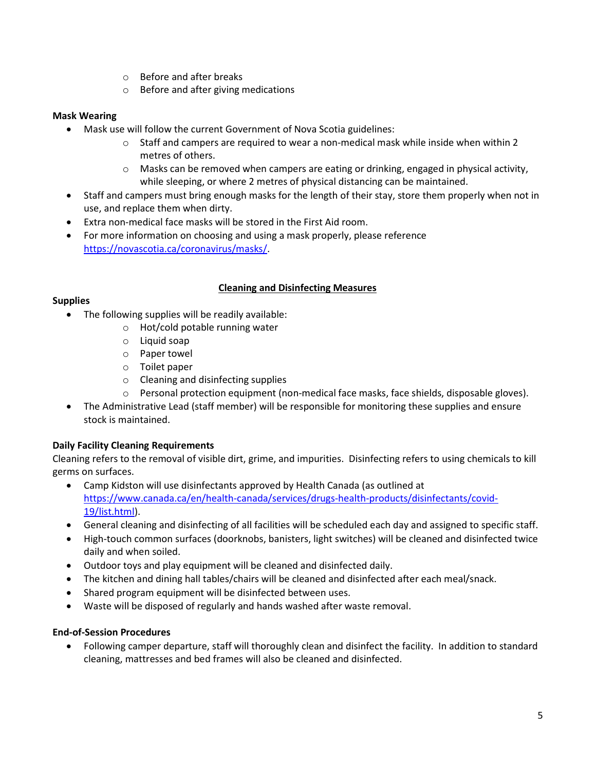- Before and after breaks
  - Before and after giving medications

**Mask Wearing**

- Mask use will follow the current Government of Nova Scotia guidelines:
  - Staff and campers are required to wear a non-medical mask while inside when within 2 metres of others.
  - Masks can be removed when campers are eating or drinking, engaged in physical activity, while sleeping, or where 2 metres of physical distancing can be maintained.
- Staff and campers must bring enough masks for the length of their stay, store them properly when not in use, and replace them when dirty.
- Extra non-medical face masks will be stored in the First Aid room.
- For more information on choosing and using a mask properly, please reference https://novascotia.ca/coronavirus/masks/.

## Cleaning and Disinfecting Measures

**Supplies**

- The following supplies will be readily available:
  - Hot/cold potable running water
  - Liquid soap
  - Paper towel
  - Toilet paper
  - Cleaning and disinfecting supplies
  - Personal protection equipment (non-medical face masks, face shields, disposable gloves).
- The Administrative Lead (staff member) will be responsible for monitoring these supplies and ensure stock is maintained.

**Daily Facility Cleaning Requirements**

Cleaning refers to the removal of visible dirt, grime, and impurities. Disinfecting refers to using chemicals to kill germs on surfaces.

- Camp Kidston will use disinfectants approved by Health Canada (as outlined at https://www.canada.ca/en/health-canada/services/drugs-health-products/disinfectants/covid-19/list.html).
- General cleaning and disinfecting of all facilities will be scheduled each day and assigned to specific staff.
- High-touch common surfaces (doorknobs, banisters, light switches) will be cleaned and disinfected twice daily and when soiled.
- Outdoor toys and play equipment will be cleaned and disinfected daily.
- The kitchen and dining hall tables/chairs will be cleaned and disinfected after each meal/snack.
- Shared program equipment will be disinfected between uses.
- Waste will be disposed of regularly and hands washed after waste removal.

**End-of-Session Procedures**

- Following camper departure, staff will thoroughly clean and disinfect the facility. In addition to standard cleaning, mattresses and bed frames will also be cleaned and disinfected.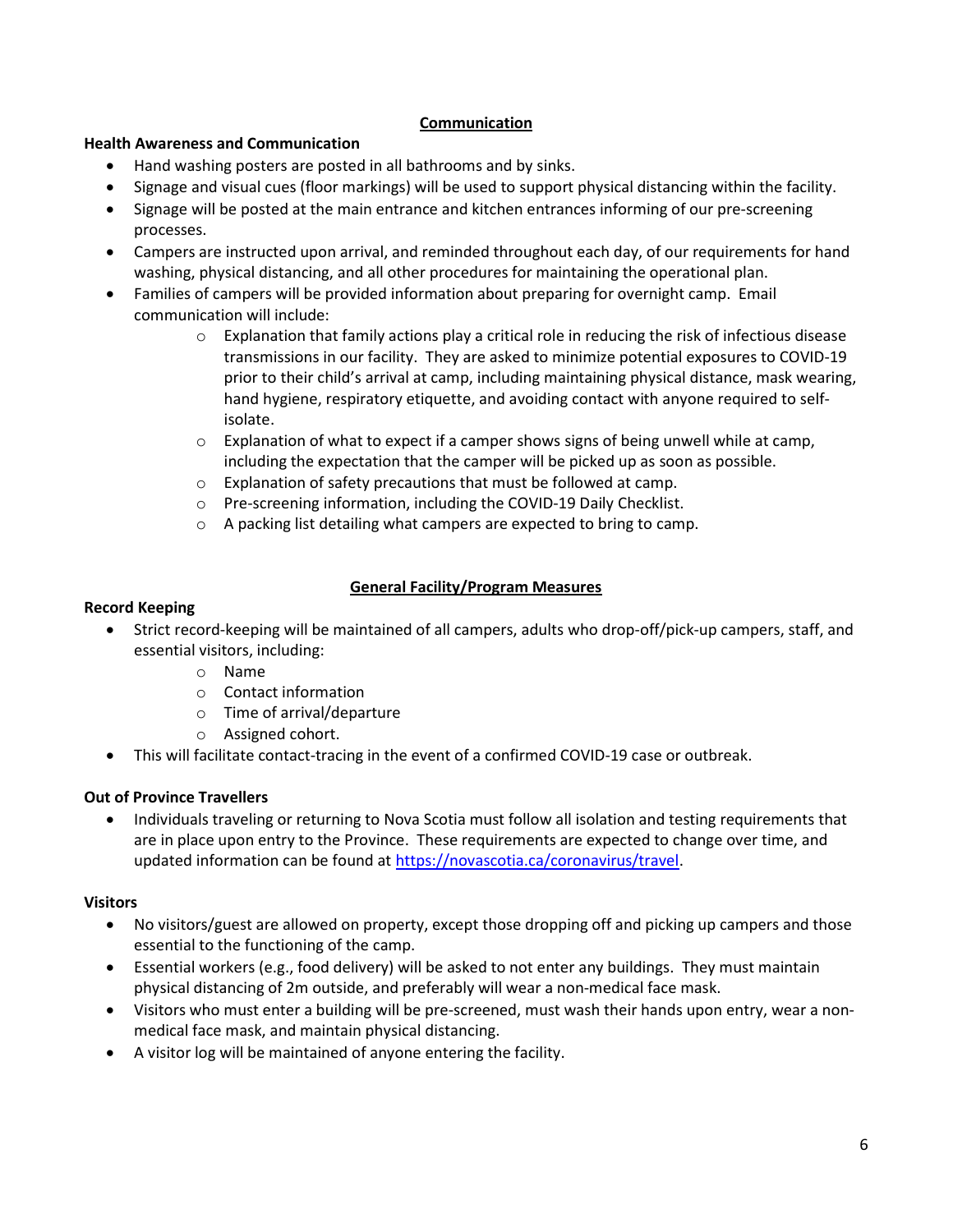## Communication

### Health Awareness and Communication

- Hand washing posters are posted in all bathrooms and by sinks.
- Signage and visual cues (floor markings) will be used to support physical distancing within the facility.
- Signage will be posted at the main entrance and kitchen entrances informing of our pre-screening processes.
- Campers are instructed upon arrival, and reminded throughout each day, of our requirements for hand washing, physical distancing, and all other procedures for maintaining the operational plan.
- Families of campers will be provided information about preparing for overnight camp. Email communication will include:
    - Explanation that family actions play a critical role in reducing the risk of infectious disease transmissions in our facility. They are asked to minimize potential exposures to COVID-19 prior to their child's arrival at camp, including maintaining physical distance, mask wearing, hand hygiene, respiratory etiquette, and avoiding contact with anyone required to self-isolate.
    - Explanation of what to expect if a camper shows signs of being unwell while at camp, including the expectation that the camper will be picked up as soon as possible.
    - Explanation of safety precautions that must be followed at camp.
    - Pre-screening information, including the COVID-19 Daily Checklist.
    - A packing list detailing what campers are expected to bring to camp.

## General Facility/Program Measures

### Record Keeping

- Strict record-keeping will be maintained of all campers, adults who drop-off/pick-up campers, staff, and essential visitors, including:
    - Name
    - Contact information
    - Time of arrival/departure
    - Assigned cohort.
- This will facilitate contact-tracing in the event of a confirmed COVID-19 case or outbreak.

### Out of Province Travellers

- Individuals traveling or returning to Nova Scotia must follow all isolation and testing requirements that are in place upon entry to the Province. These requirements are expected to change over time, and updated information can be found at https://novascotia.ca/coronavirus/travel.

### Visitors

- No visitors/guest are allowed on property, except those dropping off and picking up campers and those essential to the functioning of the camp.
- Essential workers (e.g., food delivery) will be asked to not enter any buildings. They must maintain physical distancing of 2m outside, and preferably will wear a non-medical face mask.
- Visitors who must enter a building will be pre-screened, must wash their hands upon entry, wear a non-medical face mask, and maintain physical distancing.
- A visitor log will be maintained of anyone entering the facility.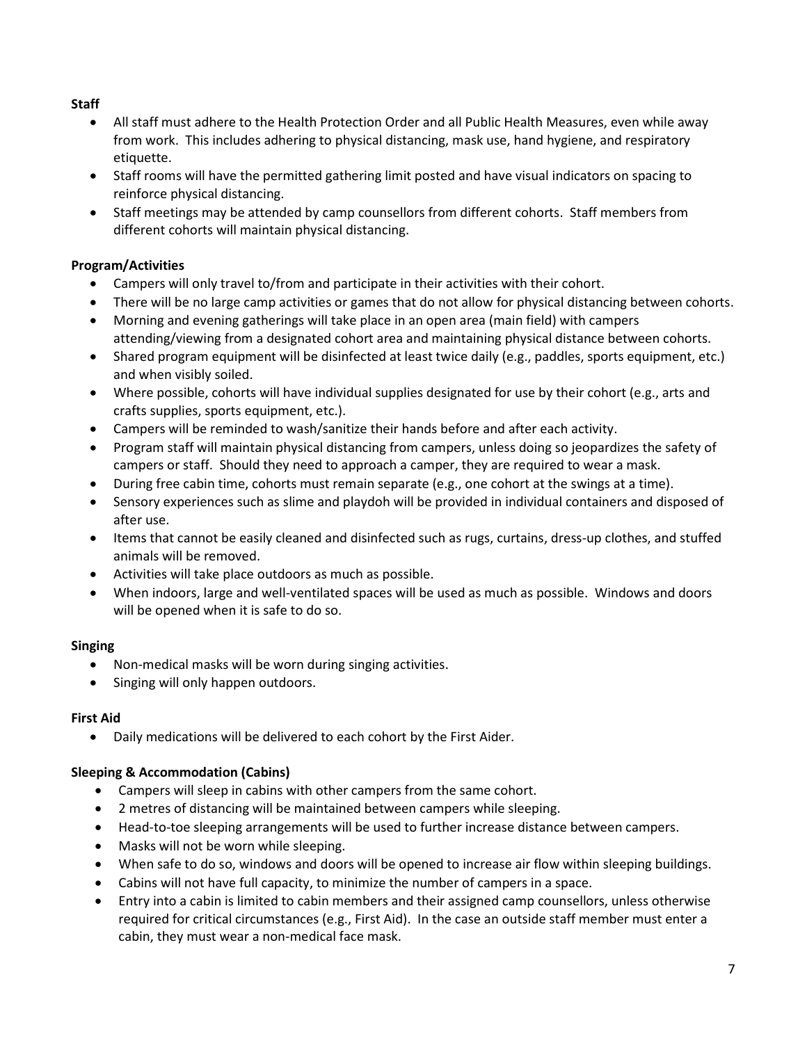**Staff**

- All staff must adhere to the Health Protection Order and all Public Health Measures, even while away from work. This includes adhering to physical distancing, mask use, hand hygiene, and respiratory etiquette.
- Staff rooms will have the permitted gathering limit posted and have visual indicators on spacing to reinforce physical distancing.
- Staff meetings may be attended by camp counsellors from different cohorts. Staff members from different cohorts will maintain physical distancing.

**Program/Activities**

- Campers will only travel to/from and participate in their activities with their cohort.
- There will be no large camp activities or games that do not allow for physical distancing between cohorts.
- Morning and evening gatherings will take place in an open area (main field) with campers attending/viewing from a designated cohort area and maintaining physical distance between cohorts.
- Shared program equipment will be disinfected at least twice daily (e.g., paddles, sports equipment, etc.) and when visibly soiled.
- Where possible, cohorts will have individual supplies designated for use by their cohort (e.g., arts and crafts supplies, sports equipment, etc.).
- Campers will be reminded to wash/sanitize their hands before and after each activity.
- Program staff will maintain physical distancing from campers, unless doing so jeopardizes the safety of campers or staff. Should they need to approach a camper, they are required to wear a mask.
- During free cabin time, cohorts must remain separate (e.g., one cohort at the swings at a time).
- Sensory experiences such as slime and playdoh will be provided in individual containers and disposed of after use.
- Items that cannot be easily cleaned and disinfected such as rugs, curtains, dress-up clothes, and stuffed animals will be removed.
- Activities will take place outdoors as much as possible.
- When indoors, large and well-ventilated spaces will be used as much as possible. Windows and doors will be opened when it is safe to do so.

**Singing**

- Non-medical masks will be worn during singing activities.
- Singing will only happen outdoors.

**First Aid**

- Daily medications will be delivered to each cohort by the First Aider.

**Sleeping & Accommodation (Cabins)**

- Campers will sleep in cabins with other campers from the same cohort.
- 2 metres of distancing will be maintained between campers while sleeping.
- Head-to-toe sleeping arrangements will be used to further increase distance between campers.
- Masks will not be worn while sleeping.
- When safe to do so, windows and doors will be opened to increase air flow within sleeping buildings.
- Cabins will not have full capacity, to minimize the number of campers in a space.
- Entry into a cabin is limited to cabin members and their assigned camp counsellors, unless otherwise required for critical circumstances (e.g., First Aid). In the case an outside staff member must enter a cabin, they must wear a non-medical face mask.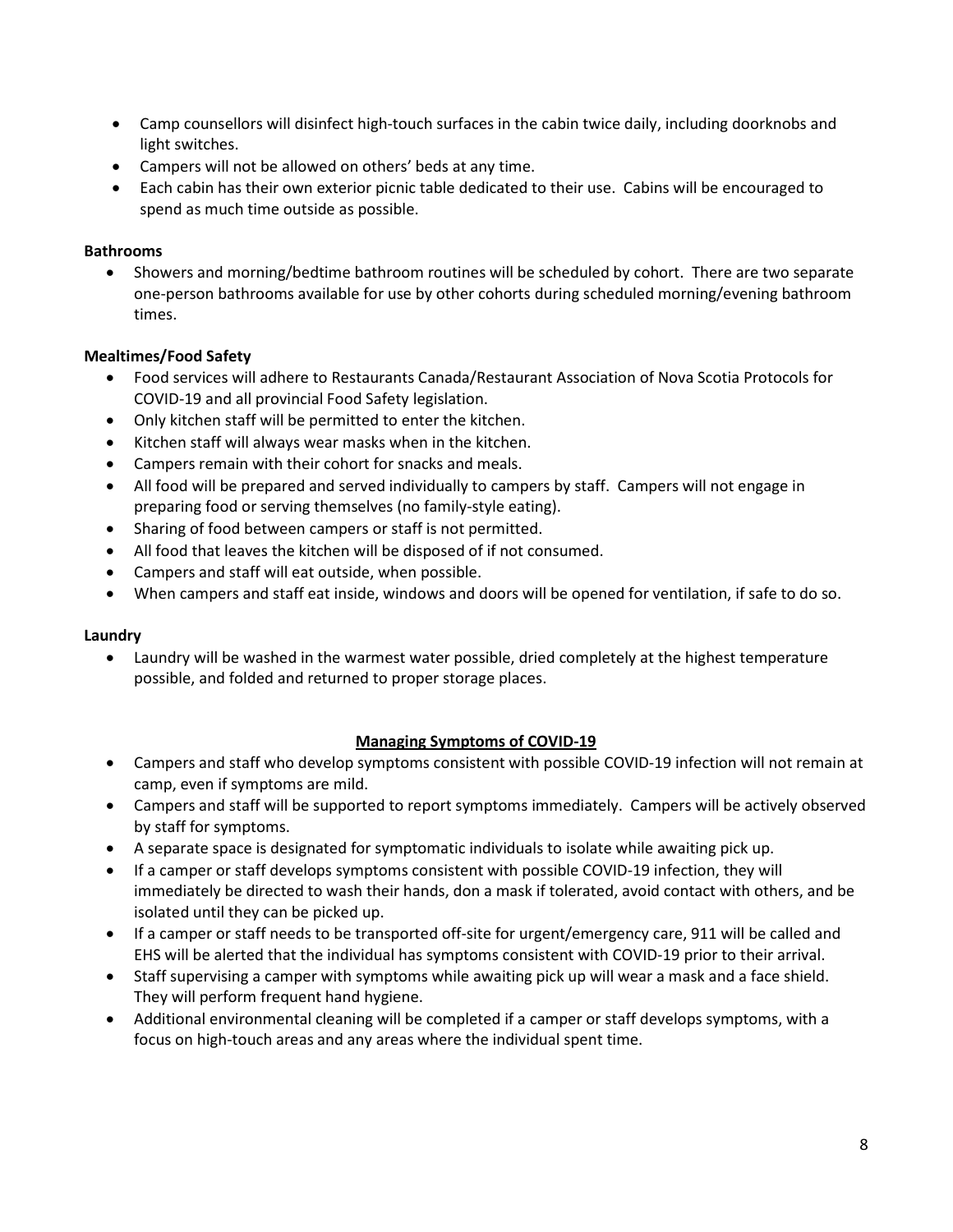- Camp counsellors will disinfect high-touch surfaces in the cabin twice daily, including doorknobs and light switches.
- Campers will not be allowed on others' beds at any time.
- Each cabin has their own exterior picnic table dedicated to their use. Cabins will be encouraged to spend as much time outside as possible.

**Bathrooms**

- Showers and morning/bedtime bathroom routines will be scheduled by cohort. There are two separate one-person bathrooms available for use by other cohorts during scheduled morning/evening bathroom times.

**Mealtimes/Food Safety**

- Food services will adhere to Restaurants Canada/Restaurant Association of Nova Scotia Protocols for COVID-19 and all provincial Food Safety legislation.
- Only kitchen staff will be permitted to enter the kitchen.
- Kitchen staff will always wear masks when in the kitchen.
- Campers remain with their cohort for snacks and meals.
- All food will be prepared and served individually to campers by staff. Campers will not engage in preparing food or serving themselves (no family-style eating).
- Sharing of food between campers or staff is not permitted.
- All food that leaves the kitchen will be disposed of if not consumed.
- Campers and staff will eat outside, when possible.
- When campers and staff eat inside, windows and doors will be opened for ventilation, if safe to do so.

**Laundry**

- Laundry will be washed in the warmest water possible, dried completely at the highest temperature possible, and folded and returned to proper storage places.

## Managing Symptoms of COVID-19

- Campers and staff who develop symptoms consistent with possible COVID-19 infection will not remain at camp, even if symptoms are mild.
- Campers and staff will be supported to report symptoms immediately. Campers will be actively observed by staff for symptoms.
- A separate space is designated for symptomatic individuals to isolate while awaiting pick up.
- If a camper or staff develops symptoms consistent with possible COVID-19 infection, they will immediately be directed to wash their hands, don a mask if tolerated, avoid contact with others, and be isolated until they can be picked up.
- If a camper or staff needs to be transported off-site for urgent/emergency care, 911 will be called and EHS will be alerted that the individual has symptoms consistent with COVID-19 prior to their arrival.
- Staff supervising a camper with symptoms while awaiting pick up will wear a mask and a face shield. They will perform frequent hand hygiene.
- Additional environmental cleaning will be completed if a camper or staff develops symptoms, with a focus on high-touch areas and any areas where the individual spent time.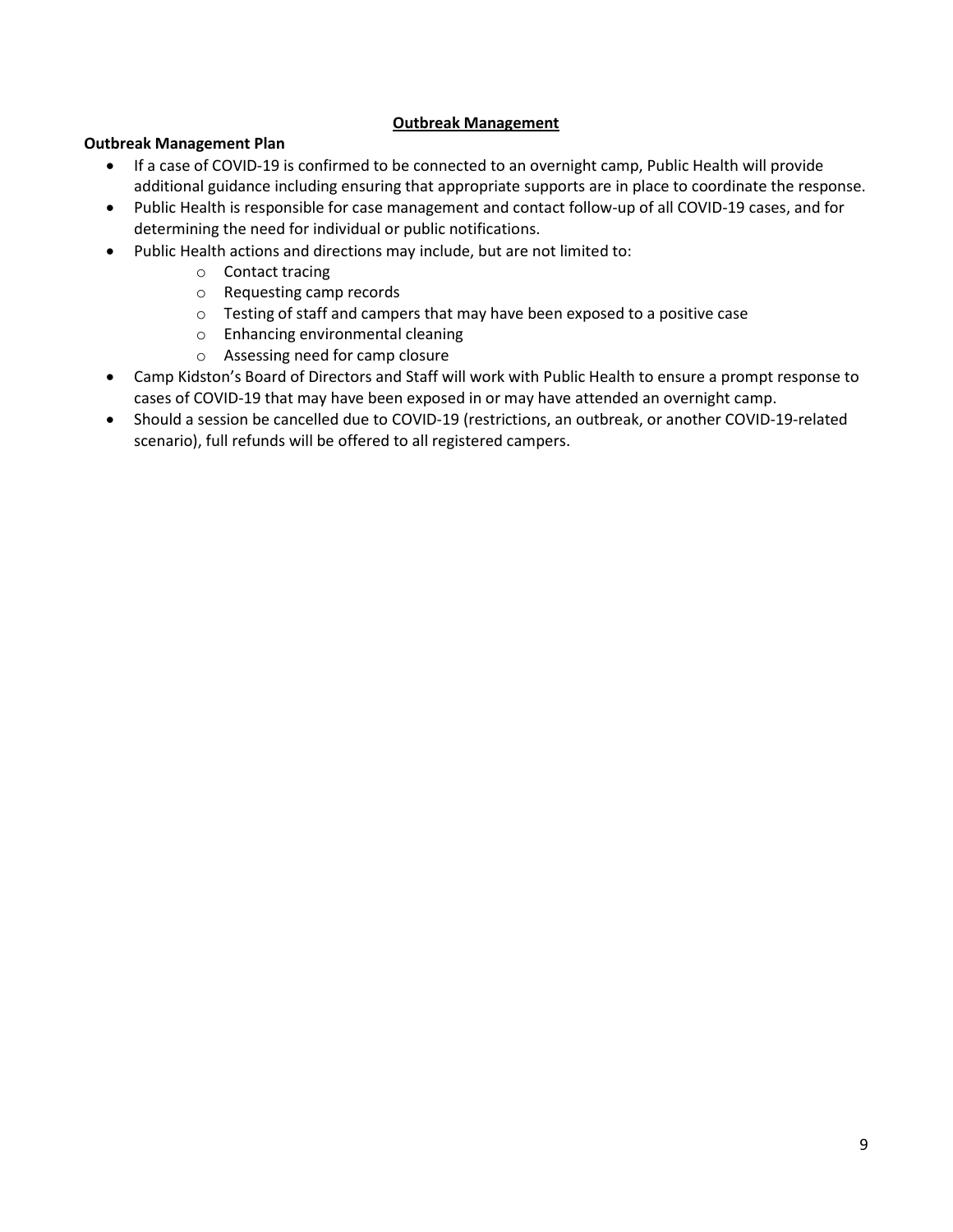## Outbreak Management

**Outbreak Management Plan**

- If a case of COVID-19 is confirmed to be connected to an overnight camp, Public Health will provide additional guidance including ensuring that appropriate supports are in place to coordinate the response.
- Public Health is responsible for case management and contact follow-up of all COVID-19 cases, and for determining the need for individual or public notifications.
- Public Health actions and directions may include, but are not limited to:
  - Contact tracing
  - Requesting camp records
  - Testing of staff and campers that may have been exposed to a positive case
  - Enhancing environmental cleaning
  - Assessing need for camp closure
- Camp Kidston's Board of Directors and Staff will work with Public Health to ensure a prompt response to cases of COVID-19 that may have been exposed in or may have attended an overnight camp.
- Should a session be cancelled due to COVID-19 (restrictions, an outbreak, or another COVID-19-related scenario), full refunds will be offered to all registered campers.